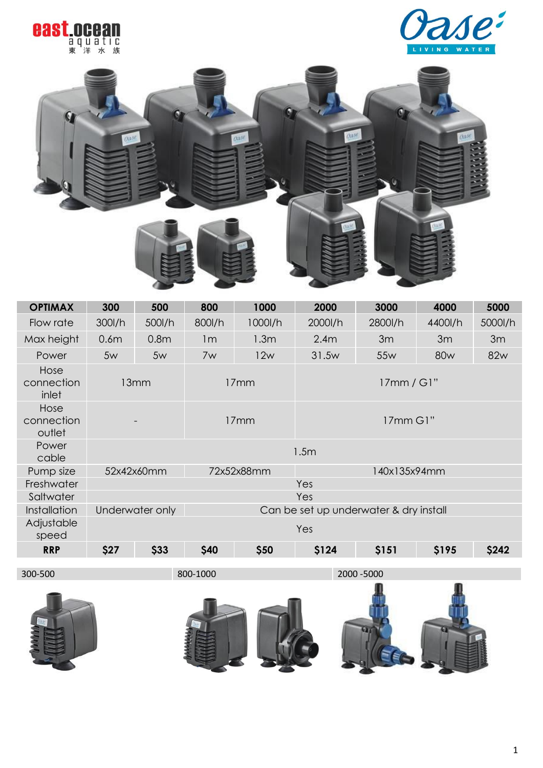east.ocean aquatic 東洋水族

Oase LIVING WATER

| OPTIMAX | 300 | 500 | 800 | 1000 | 2000 | 3000 | 4000 | 5000 |
|---|---|---|---|---|---|---|---|---|
| Flow rate | 300l/h | 500l/h | 800l/h | 1000l/h | 2000l/h | 2800l/h | 4400l/h | 5000l/h |
| Max height | 0.6m | 0.8m | 1m | 1.3m | 2.4m | 3m | 3m | 3m |
| Power | 5w | 5w | 7w | 12w | 31.5w | 55w | 80w | 82w |
| Hose connection inlet | 13mm | | 17mm | | 17mm / G1" | | | |
| Hose connection outlet | - | | 17mm | | 17mm G1" | | | |
| Power cable | 1.5m | | | | | | | |
| Pump size | 52x42x60mm | | 72x52x88mm | | 140x135x94mm | | | |
| Freshwater | Yes | | | | | | | |
| Saltwater | Yes | | | | | | | |
| Installation | Underwater only | | Can be set up underwater & dry install | | | | | |
| Adjustable speed | Yes | | | | | | | |
| **RRP** | **$27** | **$33** | **$40** | **$50** | **$124** | **$151** | **$195** | **$242** |

300-500

800-1000

2000 -5000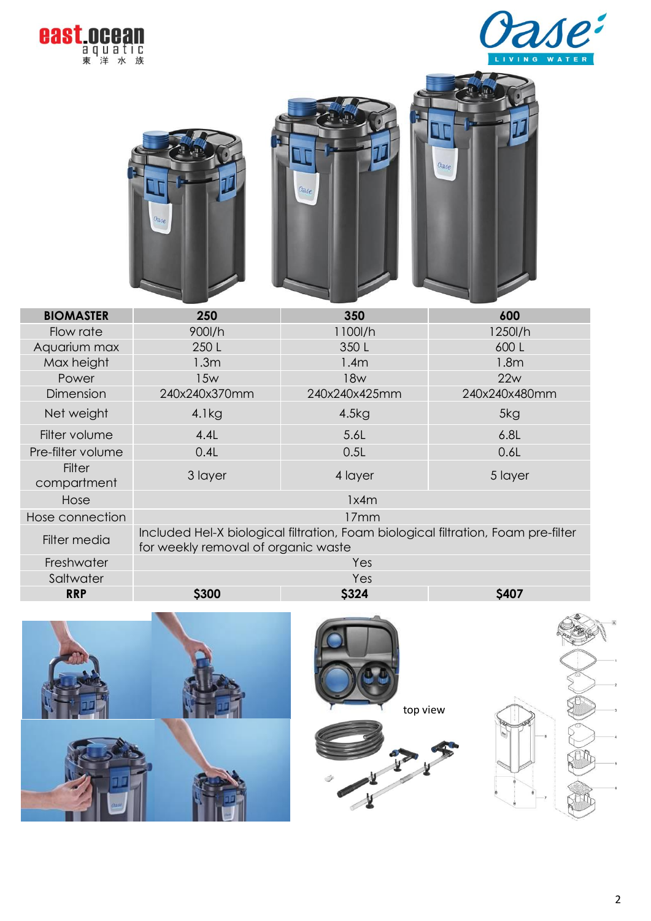| BIOMASTER | 250 | 350 | 600 |
|---|---|---|---|
| Flow rate | 900l/h | 1100l/h | 1250l/h |
| Aquarium max | 250 L | 350 L | 600 L |
| Max height | 1.3m | 1.4m | 1.8m |
| Power | 15w | 18w | 22w |
| Dimension | 240x240x370mm | 240x240x425mm | 240x240x480mm |
| Net weight | 4.1kg | 4.5kg | 5kg |
| Filter volume | 4.4L | 5.6L | 6.8L |
| Pre-filter volume | 0.4L | 0.5L | 0.6L |
| Filter compartment | 3 layer | 4 layer | 5 layer |
| Hose | 1x4m | | |
| Hose connection | 17mm | | |
| Filter media | Included Hel-X biological filtration, Foam biological filtration, Foam pre-filter for weekly removal of organic waste | | |
| Freshwater | Yes | | |
| Saltwater | Yes | | |
| **RRP** | **$300** | **$324** | **$407** |

top view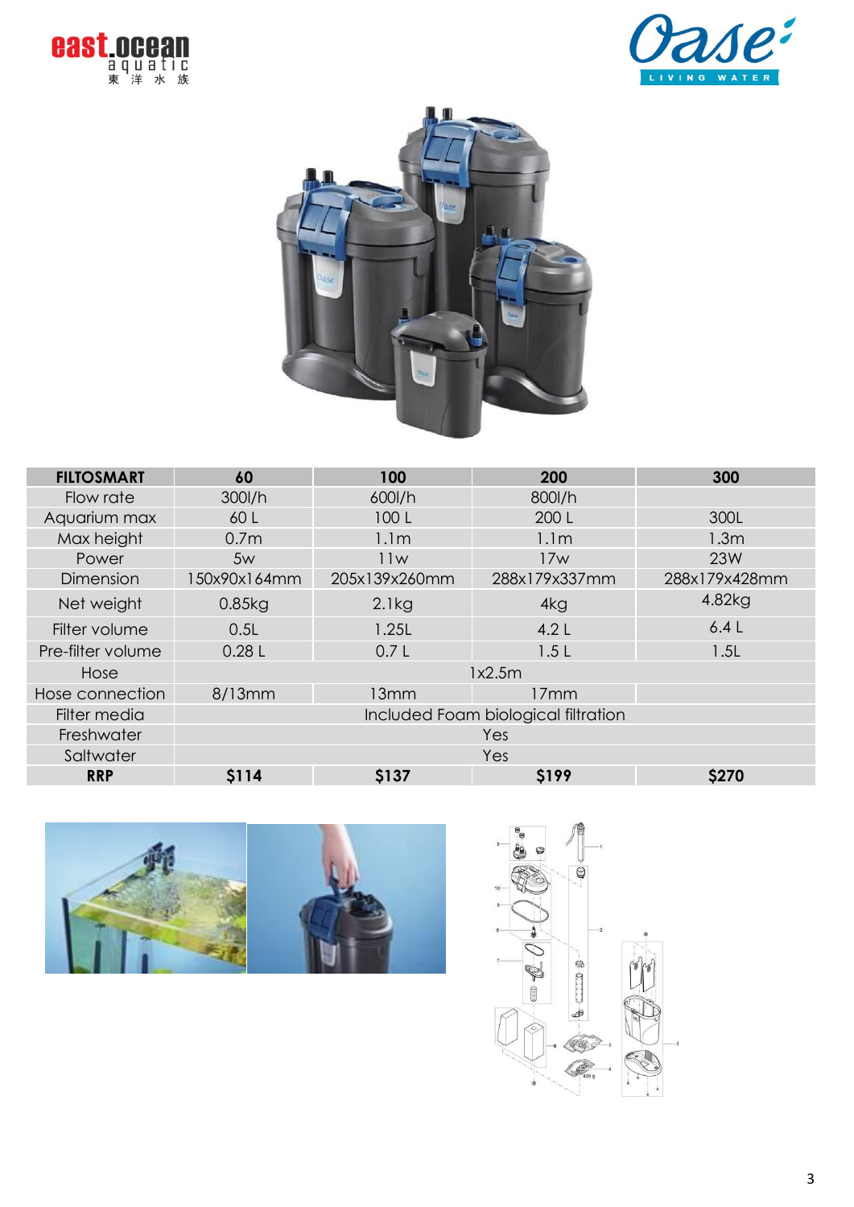| FILTOSMART | 60 | 100 | 200 | 300 |
|---|---|---|---|---|
| Flow rate | 300l/h | 600l/h | 800l/h | |
| Aquarium max | 60 L | 100 L | 200 L | 300L |
| Max height | 0.7m | 1.1m | 1.1m | 1.3m |
| Power | 5w | 11w | 17w | 23W |
| Dimension | 150x90x164mm | 205x139x260mm | 288x179x337mm | 288x179x428mm |
| Net weight | 0.85kg | 2.1kg | 4kg | 4.82kg |
| Filter volume | 0.5L | 1.25L | 4.2 L | 6.4 L |
| Pre-filter volume | 0.28 L | 0.7 L | 1.5 L | 1.5L |
| Hose | 1x2.5m | | | |
| Hose connection | 8/13mm | 13mm | 17mm | |
| Filter media | Included Foam biological filtration | | | |
| Freshwater | Yes | | | |
| Saltwater | Yes | | | |
| **RRP** | **$114** | **$137** | **$199** | **$270** |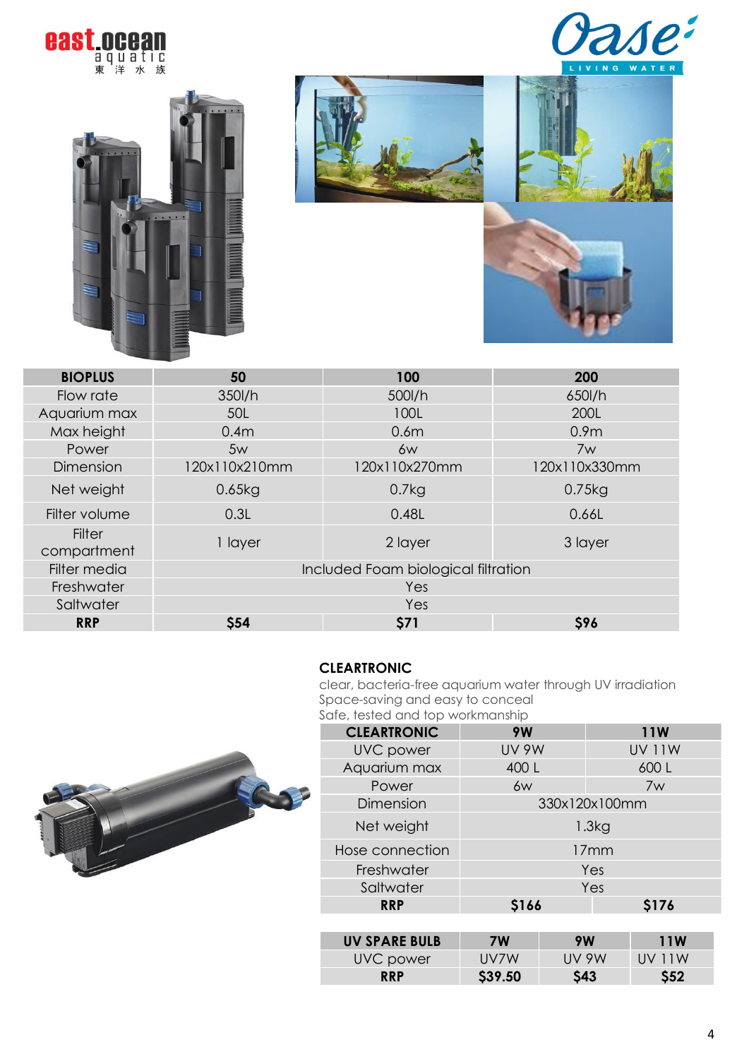| BIOPLUS | 50 | 100 | 200 |
|---|---|---|---|
| Flow rate | 350l/h | 500l/h | 650l/h |
| Aquarium max | 50L | 100L | 200L |
| Max height | 0.4m | 0.6m | 0.9m |
| Power | 5w | 6w | 7w |
| Dimension | 120x110x210mm | 120x110x270mm | 120x110x330mm |
| Net weight | 0.65kg | 0.7kg | 0.75kg |
| Filter volume | 0.3L | 0.48L | 0.66L |
| Filter compartment | 1 layer | 2 layer | 3 layer |
| Filter media | Included Foam biological filtration | | |
| Freshwater | Yes | | |
| Saltwater | Yes | | |
| **RRP** | **$54** | **$71** | **$96** |

**CLEARTRONIC**

clear, bacteria-free aquarium water through UV irradiation
Space-saving and easy to conceal
Safe, tested and top workmanship

| CLEARTRONIC | 9W | 11W |
|---|---|---|
| UVC power | UV 9W | UV 11W |
| Aquarium max | 400 L | 600 L |
| Power | 6w | 7w |
| Dimension | 330x120x100mm | |
| Net weight | 1.3kg | |
| Hose connection | 17mm | |
| Freshwater | Yes | |
| Saltwater | Yes | |
| **RRP** | **$166** | **$176** |

| UV SPARE BULB | 7W | 9W | 11W |
|---|---|---|---|
| UVC power | UV7W | UV 9W | UV 11W |
| **RRP** | **$39.50** | **$43** | **$52** |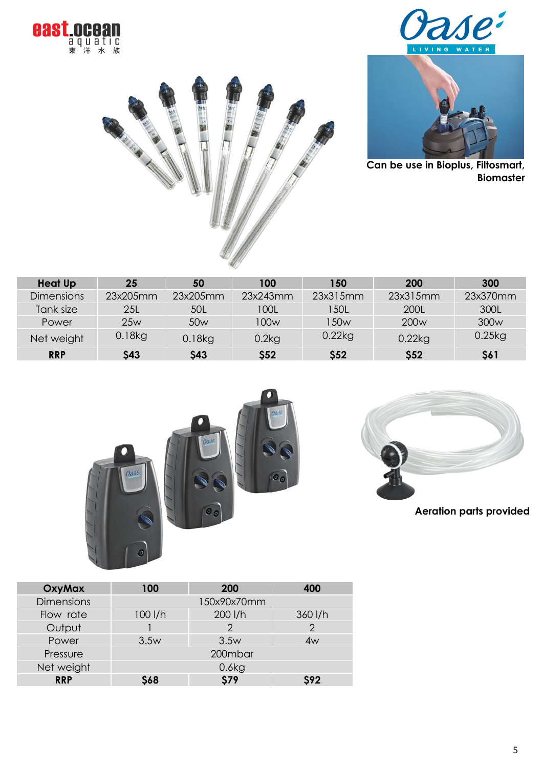Can be use in Bioplus, Filtosmart, Biomaster

| Heat Up | 25 | 50 | 100 | 150 | 200 | 300 |
|---|---|---|---|---|---|---|
| Dimensions | 23x205mm | 23x205mm | 23x243mm | 23x315mm | 23x315mm | 23x370mm |
| Tank size | 25L | 50L | 100L | 150L | 200L | 300L |
| Power | 25w | 50w | 100w | 150w | 200w | 300w |
| Net weight | 0.18kg | 0.18kg | 0.2kg | 0.22kg | 0.22kg | 0.25kg |
| **RRP** | **$43** | **$43** | **$52** | **$52** | **$52** | **$61** |

Aeration parts provided

| OxyMax | 100 | 200 | 400 |
|---|---|---|---|
| Dimensions | | 150x90x70mm | |
| Flow rate | 100 l/h | 200 l/h | 360 l/h |
| Output | 1 | 2 | 2 |
| Power | 3.5w | 3.5w | 4w |
| Pressure | | 200mbar | |
| Net weight | | 0.6kg | |
| **RRP** | **$68** | **$79** | **$92** |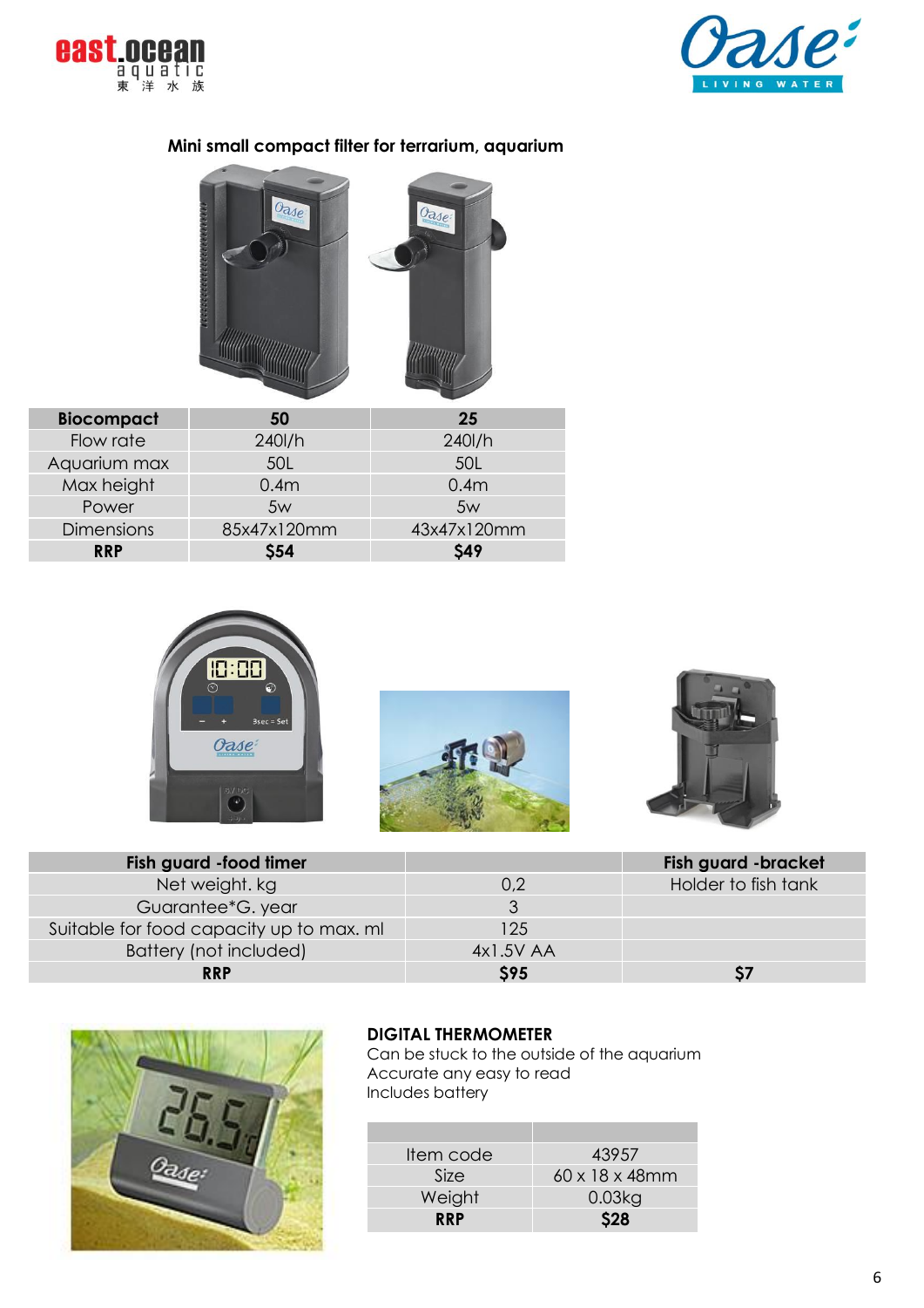**Mini small compact filter for terrarium, aquarium**

| Biocompact | 50 | 25 |
|---|---|---|
| Flow rate | 240l/h | 240l/h |
| Aquarium max | 50L | 50L |
| Max height | 0.4m | 0.4m |
| Power | 5w | 5w |
| Dimensions | 85x47x120mm | 43x47x120mm |
| **RRP** | **$54** | **$49** |

| Fish guard -food timer | | Fish guard -bracket |
|---|---|---|
| Net weight. kg | 0,2 | Holder to fish tank |
| Guarantee*G. year | 3 | |
| Suitable for food capacity up to max. ml | 125 | |
| Battery (not included) | 4x1.5V AA | |
| **RRP** | **$95** | **$7** |

**DIGITAL THERMOMETER**

Can be stuck to the outside of the aquarium
Accurate any easy to read
Includes battery

| | |
|---|---|
| Item code | 43957 |
| Size | 60 x 18 x 48mm |
| Weight | 0.03kg |
| **RRP** | **$28** |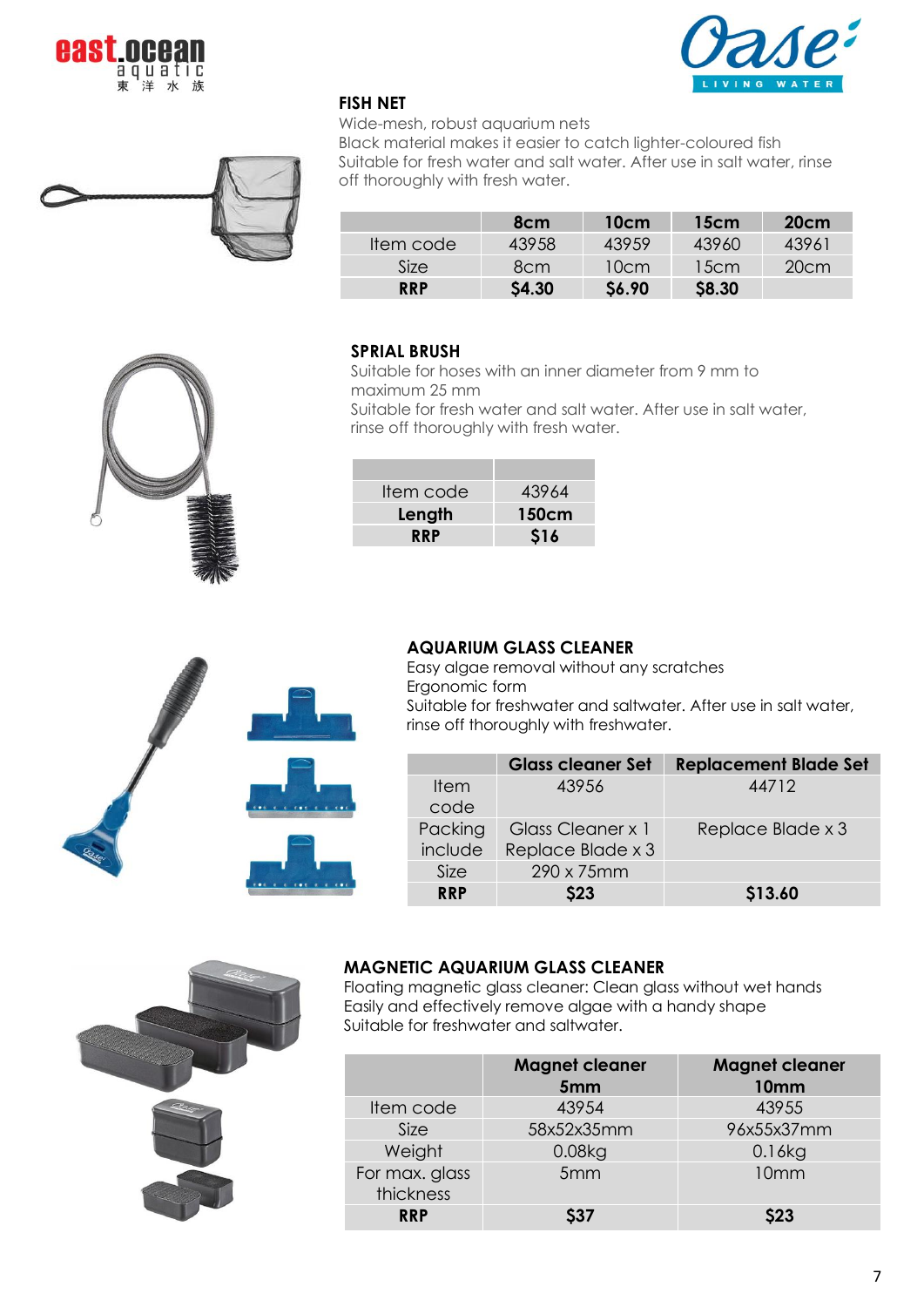## FISH NET

Wide-mesh, robust aquarium nets
Black material makes it easier to catch lighter-coloured fish
Suitable for fresh water and salt water. After use in salt water, rinse off thoroughly with fresh water.

| | 8cm | 10cm | 15cm | 20cm |
|---|---|---|---|---|
| Item code | 43958 | 43959 | 43960 | 43961 |
| Size | 8cm | 10cm | 15cm | 20cm |
| **RRP** | **$4.30** | **$6.90** | **$8.30** | |

## SPRIAL BRUSH

Suitable for hoses with an inner diameter from 9 mm to maximum 25 mm
Suitable for fresh water and salt water. After use in salt water, rinse off thoroughly with fresh water.

| | |
|---|---|
| Item code | 43964 |
| **Length** | **150cm** |
| **RRP** | **$16** |

## AQUARIUM GLASS CLEANER

Easy algae removal without any scratches
Ergonomic form
Suitable for freshwater and saltwater. After use in salt water, rinse off thoroughly with freshwater.

| | Glass cleaner Set | Replacement Blade Set |
|---|---|---|
| Item code | 43956 | 44712 |
| Packing include | Glass Cleaner x 1 Replace Blade x 3 | Replace Blade x 3 |
| Size | 290 x 75mm | |
| **RRP** | **$23** | **$13.60** |

## MAGNETIC AQUARIUM GLASS CLEANER

Floating magnetic glass cleaner: Clean glass without wet hands
Easily and effectively remove algae with a handy shape
Suitable for freshwater and saltwater.

| | Magnet cleaner 5mm | Magnet cleaner 10mm |
|---|---|---|
| Item code | 43954 | 43955 |
| Size | 58x52x35mm | 96x55x37mm |
| Weight | 0.08kg | 0.16kg |
| For max. glass thickness | 5mm | 10mm |
| **RRP** | **$37** | **$23** |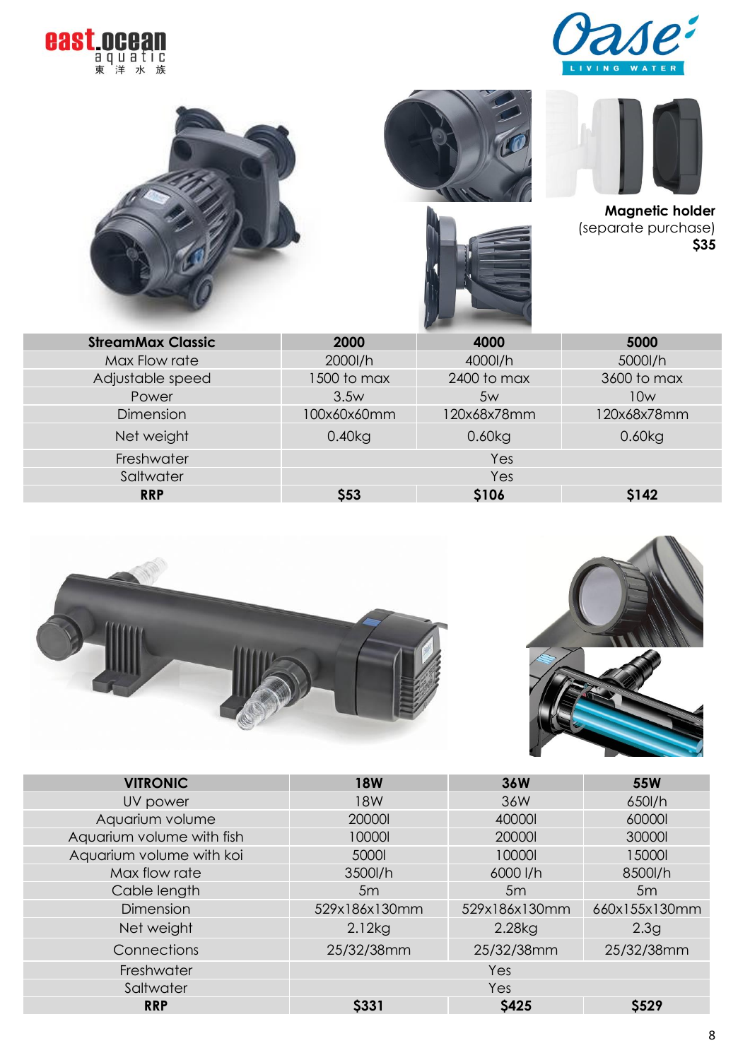**Magnetic holder**
(separate purchase)
**$35**

| **StreamMax Classic** | **2000** | **4000** | **5000** |
|---|---|---|---|
| Max Flow rate | 2000l/h | 4000l/h | 5000l/h |
| Adjustable speed | 1500 to max | 2400 to max | 3600 to max |
| Power | 3.5w | 5w | 10w |
| Dimension | 100x60x60mm | 120x68x78mm | 120x68x78mm |
| Net weight | 0.40kg | 0.60kg | 0.60kg |
| Freshwater | Yes | | |
| Saltwater | Yes | | |
| **RRP** | **$53** | **$106** | **$142** |

| **VITRONIC** | **18W** | **36W** | **55W** |
|---|---|---|---|
| UV power | 18W | 36W | 650l/h |
| Aquarium volume | 20000l | 40000l | 60000l |
| Aquarium volume with fish | 10000l | 20000l | 30000l |
| Aquarium volume with koi | 5000l | 10000l | 15000l |
| Max flow rate | 3500l/h | 6000 l/h | 8500l/h |
| Cable length | 5m | 5m | 5m |
| Dimension | 529x186x130mm | 529x186x130mm | 660x155x130mm |
| Net weight | 2.12kg | 2.28kg | 2.3g |
| Connections | 25/32/38mm | 25/32/38mm | 25/32/38mm |
| Freshwater | Yes | | |
| Saltwater | Yes | | |
| **RRP** | **$331** | **$425** | **$529** |